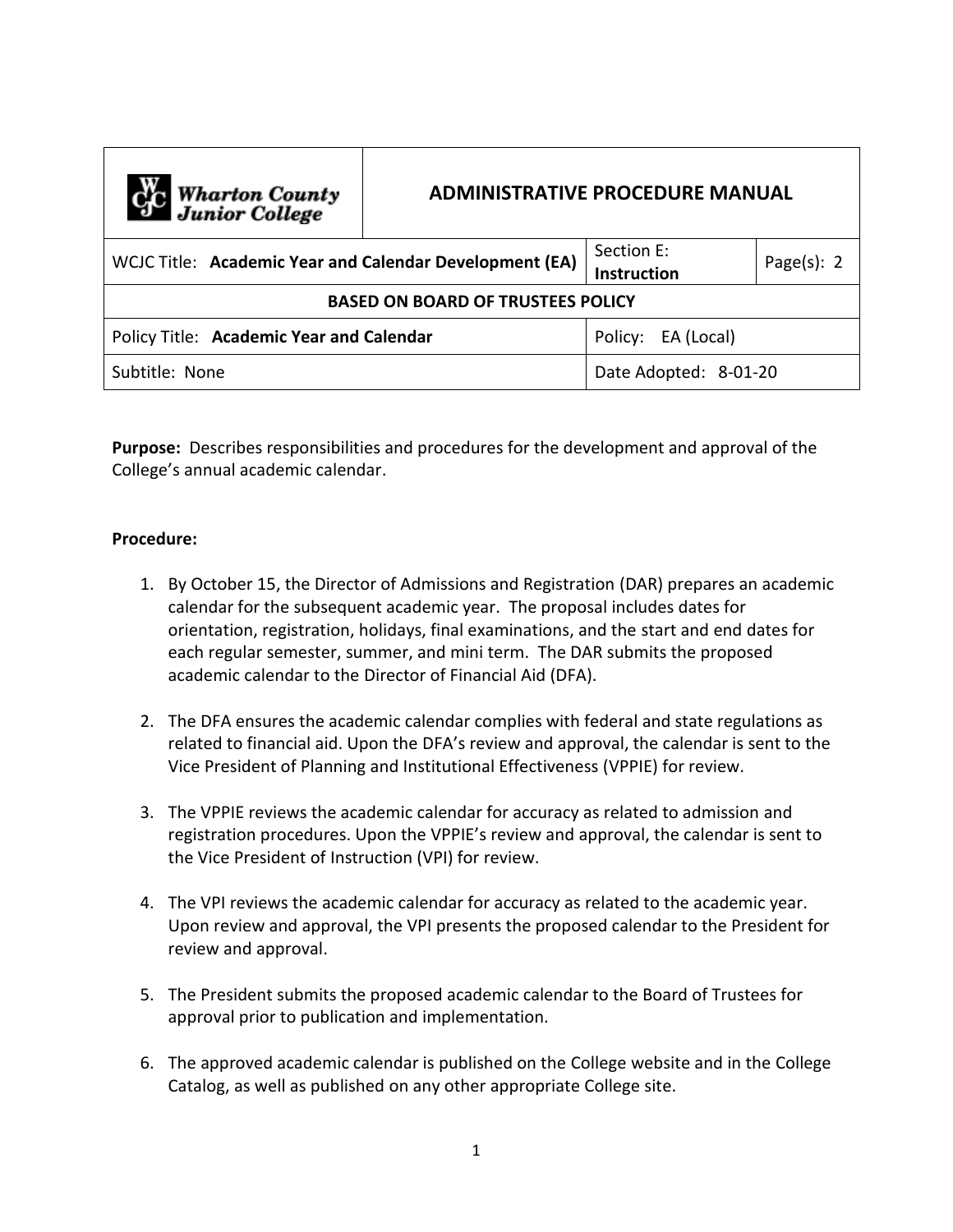| Wharton County Junior College | ADMINISTRATIVE PROCEDURE MANUAL | |
|---|---|---|
| WCJC Title: **Academic Year and Calendar Development (EA)** | Section E: **Instruction** | Page(s): 2 |
| **BASED ON BOARD OF TRUSTEES POLICY** | | |
| Policy Title: **Academic Year and Calendar** | Policy: EA (Local) | |
| Subtitle: None | Date Adopted: 8-01-20 | |

**Purpose:** Describes responsibilities and procedures for the development and approval of the College's annual academic calendar.

**Procedure:**

1. By October 15, the Director of Admissions and Registration (DAR) prepares an academic calendar for the subsequent academic year. The proposal includes dates for orientation, registration, holidays, final examinations, and the start and end dates for each regular semester, summer, and mini term. The DAR submits the proposed academic calendar to the Director of Financial Aid (DFA).

2. The DFA ensures the academic calendar complies with federal and state regulations as related to financial aid. Upon the DFA's review and approval, the calendar is sent to the Vice President of Planning and Institutional Effectiveness (VPPIE) for review.

3. The VPPIE reviews the academic calendar for accuracy as related to admission and registration procedures. Upon the VPPIE's review and approval, the calendar is sent to the Vice President of Instruction (VPI) for review.

4. The VPI reviews the academic calendar for accuracy as related to the academic year. Upon review and approval, the VPI presents the proposed calendar to the President for review and approval.

5. The President submits the proposed academic calendar to the Board of Trustees for approval prior to publication and implementation.

6. The approved academic calendar is published on the College website and in the College Catalog, as well as published on any other appropriate College site.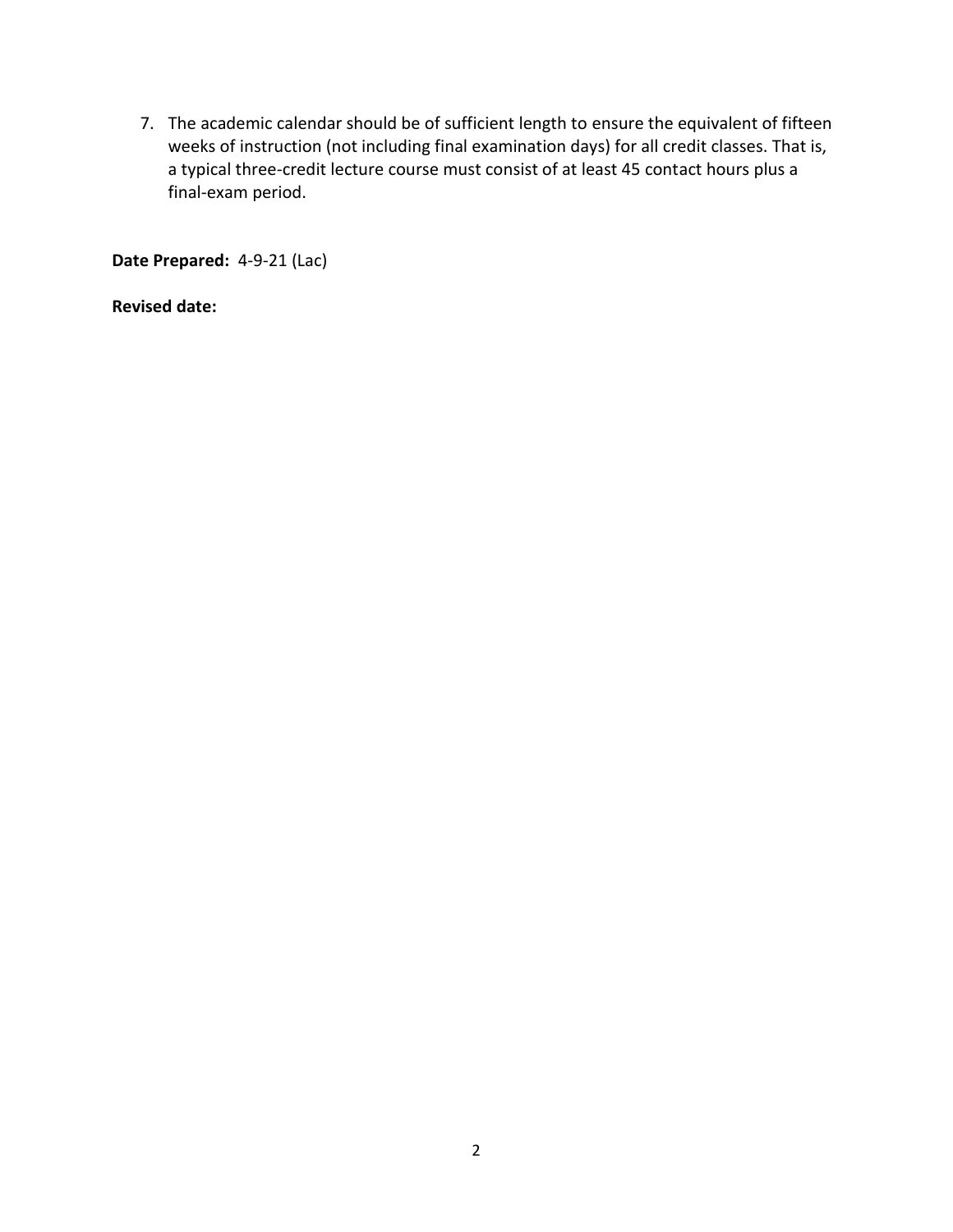7. The academic calendar should be of sufficient length to ensure the equivalent of fifteen weeks of instruction (not including final examination days) for all credit classes. That is, a typical three-credit lecture course must consist of at least 45 contact hours plus a final-exam period.

**Date Prepared:** 4-9-21 (Lac)

**Revised date:**